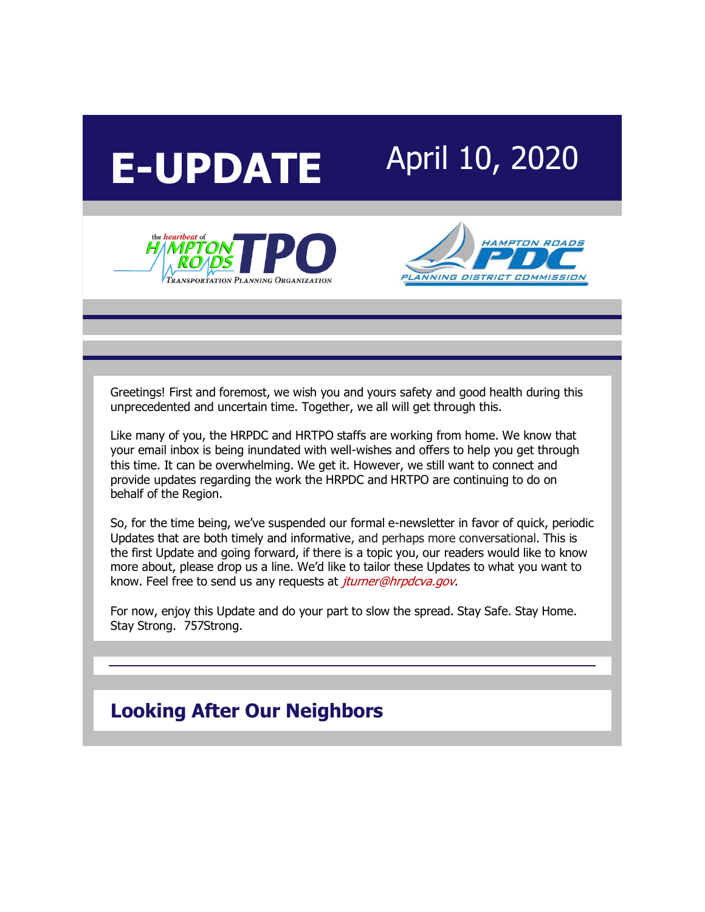# E-UPDATE

April 10, 2020

the heartbeat of HAMPTON ROADS TPO TRANSPORTATION PLANNING ORGANIZATION

HAMPTON ROADS PDC PLANNING DISTRICT COMMISSION

Greetings! First and foremost, we wish you and yours safety and good health during this unprecedented and uncertain time. Together, we all will get through this.

Like many of you, the HRPDC and HRTPO staffs are working from home. We know that your email inbox is being inundated with well-wishes and offers to help you get through this time. It can be overwhelming. We get it. However, we still want to connect and provide updates regarding the work the HRPDC and HRTPO are continuing to do on behalf of the Region.

So, for the time being, we've suspended our formal e-newsletter in favor of quick, periodic Updates that are both timely and informative, and perhaps more conversational. This is the first Update and going forward, if there is a topic you, our readers would like to know more about, please drop us a line. We'd like to tailor these Updates to what you want to know. Feel free to send us any requests at *jturner@hrpdcva.gov*.

For now, enjoy this Update and do your part to slow the spread. Stay Safe. Stay Home. Stay Strong. 757Strong.

## Looking After Our Neighbors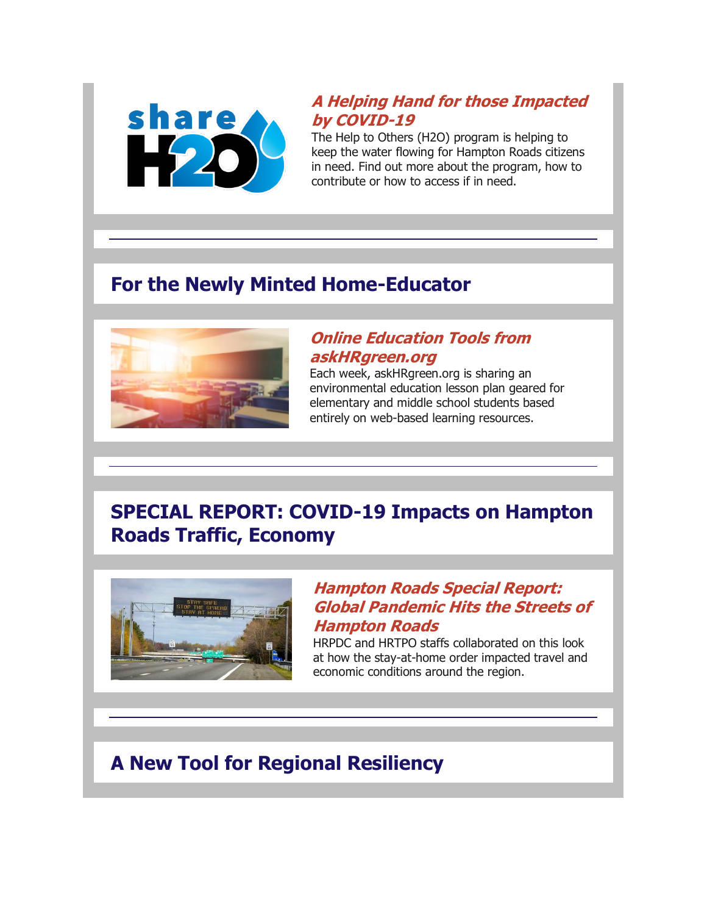### *A Helping Hand for those Impacted by COVID-19*

The Help to Others (H2O) program is helping to keep the water flowing for Hampton Roads citizens in need. Find out more about the program, how to contribute or how to access if in need.

---

## For the Newly Minted Home-Educator

### *Online Education Tools from askHRgreen.org*

Each week, askHRgreen.org is sharing an environmental education lesson plan geared for elementary and middle school students based entirely on web-based learning resources.

---

## SPECIAL REPORT: COVID-19 Impacts on Hampton Roads Traffic, Economy

### *Hampton Roads Special Report: Global Pandemic Hits the Streets of Hampton Roads*

HRPDC and HRTPO staffs collaborated on this look at how the stay-at-home order impacted travel and economic conditions around the region.

---

## A New Tool for Regional Resiliency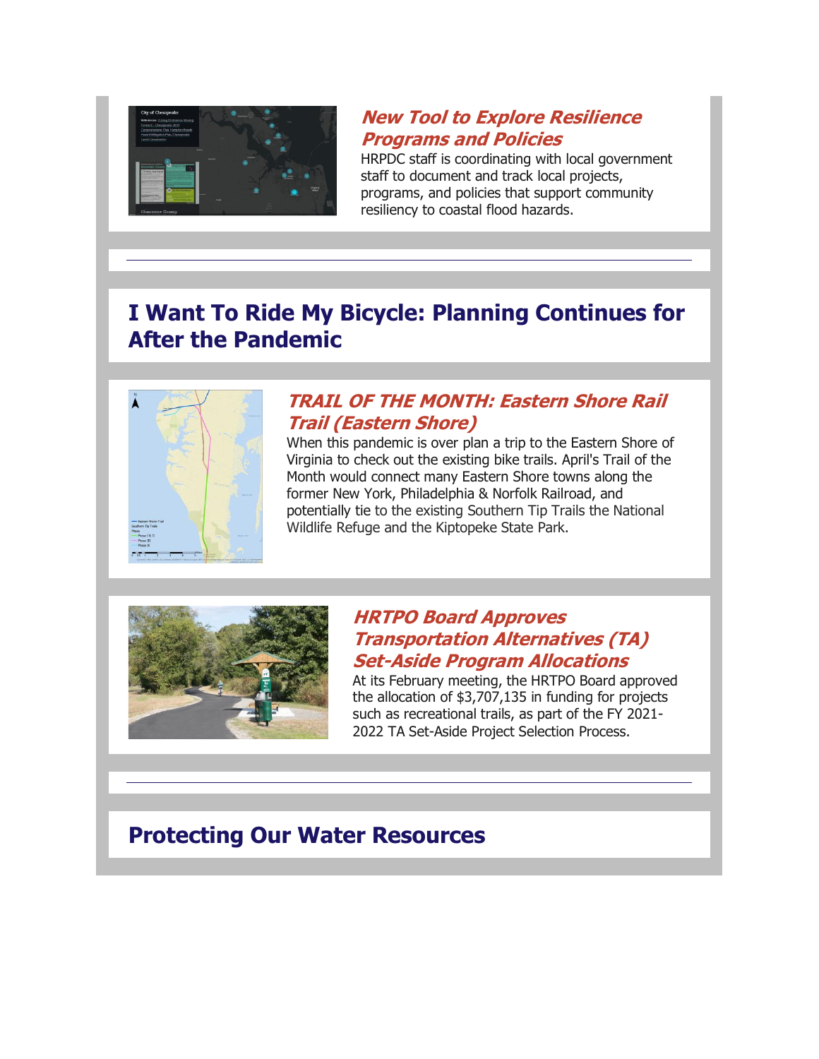### *New Tool to Explore Resilience Programs and Policies*

HRPDC staff is coordinating with local government staff to document and track local projects, programs, and policies that support community resiliency to coastal flood hazards.

---

## I Want To Ride My Bicycle: Planning Continues for After the Pandemic

### *TRAIL OF THE MONTH: Eastern Shore Rail Trail (Eastern Shore)*

When this pandemic is over plan a trip to the Eastern Shore of Virginia to check out the existing bike trails. April's Trail of the Month would connect many Eastern Shore towns along the former New York, Philadelphia & Norfolk Railroad, and potentially tie to the existing Southern Tip Trails the National Wildlife Refuge and the Kiptopeke State Park.

### *HRTPO Board Approves Transportation Alternatives (TA) Set-Aside Program Allocations*

At its February meeting, the HRTPO Board approved the allocation of $3,707,135 in funding for projects such as recreational trails, as part of the FY 2021-2022 TA Set-Aside Project Selection Process.

---

## Protecting Our Water Resources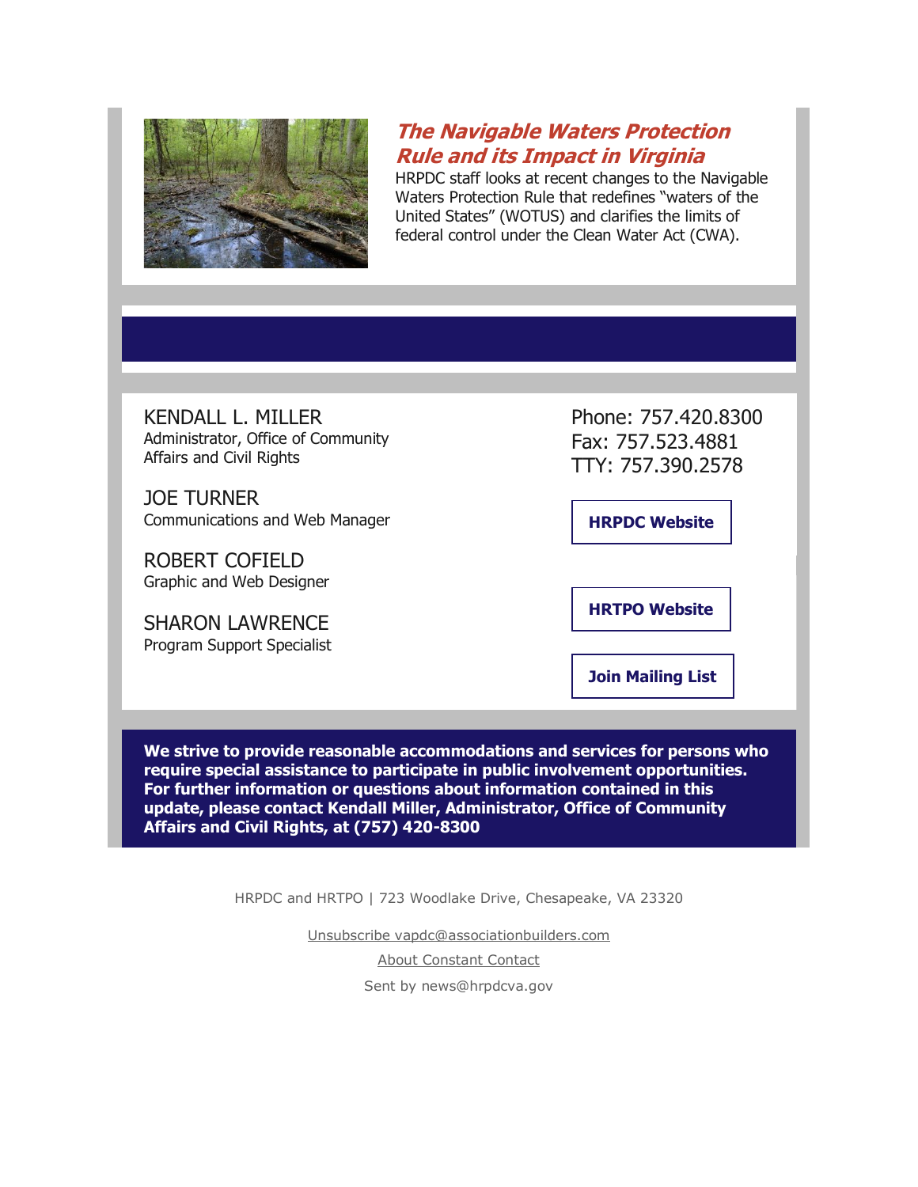### *The Navigable Waters Protection Rule and its Impact in Virginia*

HRPDC staff looks at recent changes to the Navigable Waters Protection Rule that redefines "waters of the United States" (WOTUS) and clarifies the limits of federal control under the Clean Water Act (CWA).

KENDALL L. MILLER
Administrator, Office of Community Affairs and Civil Rights

JOE TURNER
Communications and Web Manager

ROBERT COFIELD
Graphic and Web Designer

SHARON LAWRENCE
Program Support Specialist

Phone: 757.420.8300
Fax: 757.523.4881
TTY: 757.390.2578

**HRPDC Website**

**HRTPO Website**

**Join Mailing List**

**We strive to provide reasonable accommodations and services for persons who require special assistance to participate in public involvement opportunities. For further information or questions about information contained in this update, please contact Kendall Miller, Administrator, Office of Community Affairs and Civil Rights, at (757) 420-8300**

HRPDC and HRTPO | 723 Woodlake Drive, Chesapeake, VA 23320

Unsubscribe vapdc@associationbuilders.com

About Constant Contact

Sent by news@hrpdcva.gov